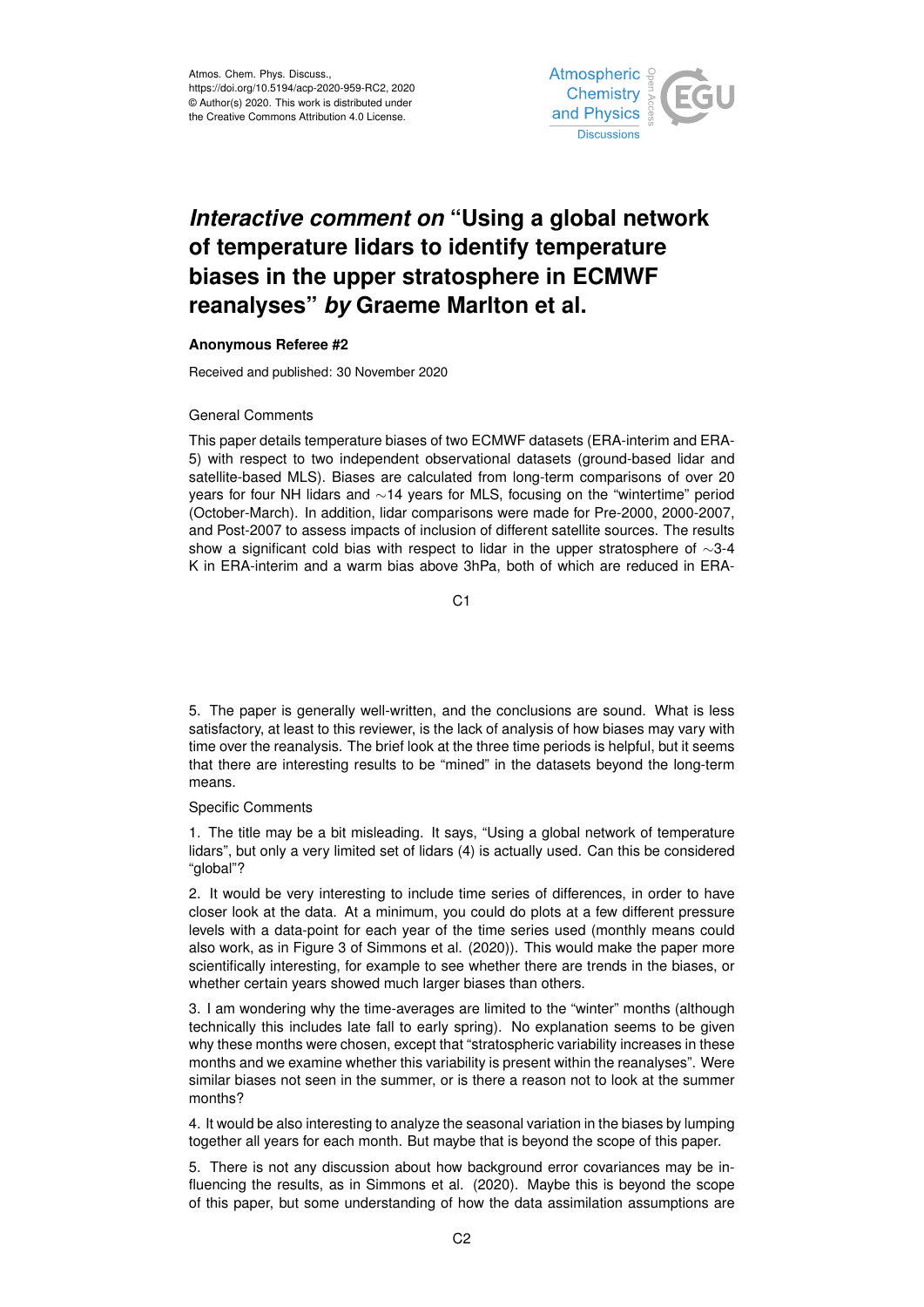Atmos. Chem. Phys. Discuss.,
https://doi.org/10.5194/acp-2020-959-RC2, 2020
© Author(s) 2020. This work is distributed under
the Creative Commons Attribution 4.0 License.

# *Interactive comment on* "Using a global network of temperature lidars to identify temperature biases in the upper stratosphere in ECMWF reanalyses" *by* Graeme Marlton et al.

**Anonymous Referee #2**

Received and published: 30 November 2020

General Comments

This paper details temperature biases of two ECMWF datasets (ERA-interim and ERA-5) with respect to two independent observational datasets (ground-based lidar and satellite-based MLS). Biases are calculated from long-term comparisons of over 20 years for four NH lidars and ∼14 years for MLS, focusing on the "wintertime" period (October-March). In addition, lidar comparisons were made for Pre-2000, 2000-2007, and Post-2007 to assess impacts of inclusion of different satellite sources. The results show a significant cold bias with respect to lidar in the upper stratosphere of ∼3-4 K in ERA-interim and a warm bias above 3hPa, both of which are reduced in ERA-

5. The paper is generally well-written, and the conclusions are sound. What is less satisfactory, at least to this reviewer, is the lack of analysis of how biases may vary with time over the reanalysis. The brief look at the three time periods is helpful, but it seems that there are interesting results to be "mined" in the datasets beyond the long-term means.

Specific Comments

1. The title may be a bit misleading. It says, "Using a global network of temperature lidars", but only a very limited set of lidars (4) is actually used. Can this be considered "global"?

2. It would be very interesting to include time series of differences, in order to have closer look at the data. At a minimum, you could do plots at a few different pressure levels with a data-point for each year of the time series used (monthly means could also work, as in Figure 3 of Simmons et al. (2020)). This would make the paper more scientifically interesting, for example to see whether there are trends in the biases, or whether certain years showed much larger biases than others.

3. I am wondering why the time-averages are limited to the "winter" months (although technically this includes late fall to early spring). No explanation seems to be given why these months were chosen, except that "stratospheric variability increases in these months and we examine whether this variability is present within the reanalyses". Were similar biases not seen in the summer, or is there a reason not to look at the summer months?

4. It would be also interesting to analyze the seasonal variation in the biases by lumping together all years for each month. But maybe that is beyond the scope of this paper.

5. There is not any discussion about how background error covariances may be influencing the results, as in Simmons et al. (2020). Maybe this is beyond the scope of this paper, but some understanding of how the data assimilation assumptions are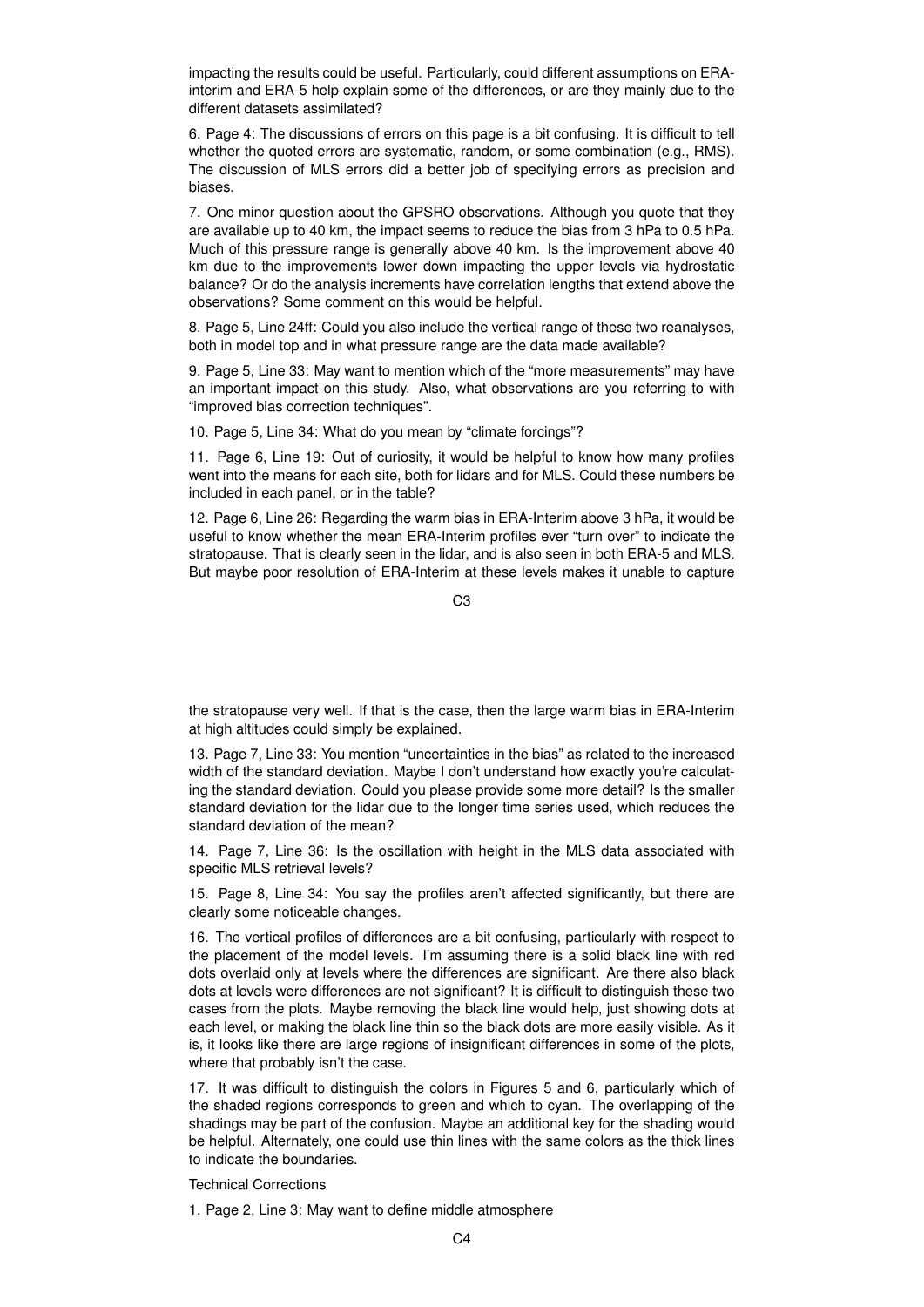impacting the results could be useful. Particularly, could different assumptions on ERA-interim and ERA-5 help explain some of the differences, or are they mainly due to the different datasets assimilated?

6. Page 4: The discussions of errors on this page is a bit confusing. It is difficult to tell whether the quoted errors are systematic, random, or some combination (e.g., RMS). The discussion of MLS errors did a better job of specifying errors as precision and biases.

7. One minor question about the GPSRO observations. Although you quote that they are available up to 40 km, the impact seems to reduce the bias from 3 hPa to 0.5 hPa. Much of this pressure range is generally above 40 km. Is the improvement above 40 km due to the improvements lower down impacting the upper levels via hydrostatic balance? Or do the analysis increments have correlation lengths that extend above the observations? Some comment on this would be helpful.

8. Page 5, Line 24ff: Could you also include the vertical range of these two reanalyses, both in model top and in what pressure range are the data made available?

9. Page 5, Line 33: May want to mention which of the "more measurements" may have an important impact on this study. Also, what observations are you referring to with "improved bias correction techniques".

10. Page 5, Line 34: What do you mean by "climate forcings"?

11. Page 6, Line 19: Out of curiosity, it would be helpful to know how many profiles went into the means for each site, both for lidars and for MLS. Could these numbers be included in each panel, or in the table?

12. Page 6, Line 26: Regarding the warm bias in ERA-Interim above 3 hPa, it would be useful to know whether the mean ERA-Interim profiles ever "turn over" to indicate the stratopause. That is clearly seen in the lidar, and is also seen in both ERA-5 and MLS. But maybe poor resolution of ERA-Interim at these levels makes it unable to capture the stratopause very well. If that is the case, then the large warm bias in ERA-Interim at high altitudes could simply be explained.

13. Page 7, Line 33: You mention "uncertainties in the bias" as related to the increased width of the standard deviation. Maybe I don't understand how exactly you're calculating the standard deviation. Could you please provide some more detail? Is the smaller standard deviation for the lidar due to the longer time series used, which reduces the standard deviation of the mean?

14. Page 7, Line 36: Is the oscillation with height in the MLS data associated with specific MLS retrieval levels?

15. Page 8, Line 34: You say the profiles aren't affected significantly, but there are clearly some noticeable changes.

16. The vertical profiles of differences are a bit confusing, particularly with respect to the placement of the model levels. I'm assuming there is a solid black line with red dots overlaid only at levels where the differences are significant. Are there also black dots at levels were differences are not significant? It is difficult to distinguish these two cases from the plots. Maybe removing the black line would help, just showing dots at each level, or making the black line thin so the black dots are more easily visible. As it is, it looks like there are large regions of insignificant differences in some of the plots, where that probably isn't the case.

17. It was difficult to distinguish the colors in Figures 5 and 6, particularly which of the shaded regions corresponds to green and which to cyan. The overlapping of the shadings may be part of the confusion. Maybe an additional key for the shading would be helpful. Alternately, one could use thin lines with the same colors as the thick lines to indicate the boundaries.

Technical Corrections

1. Page 2, Line 3: May want to define middle atmosphere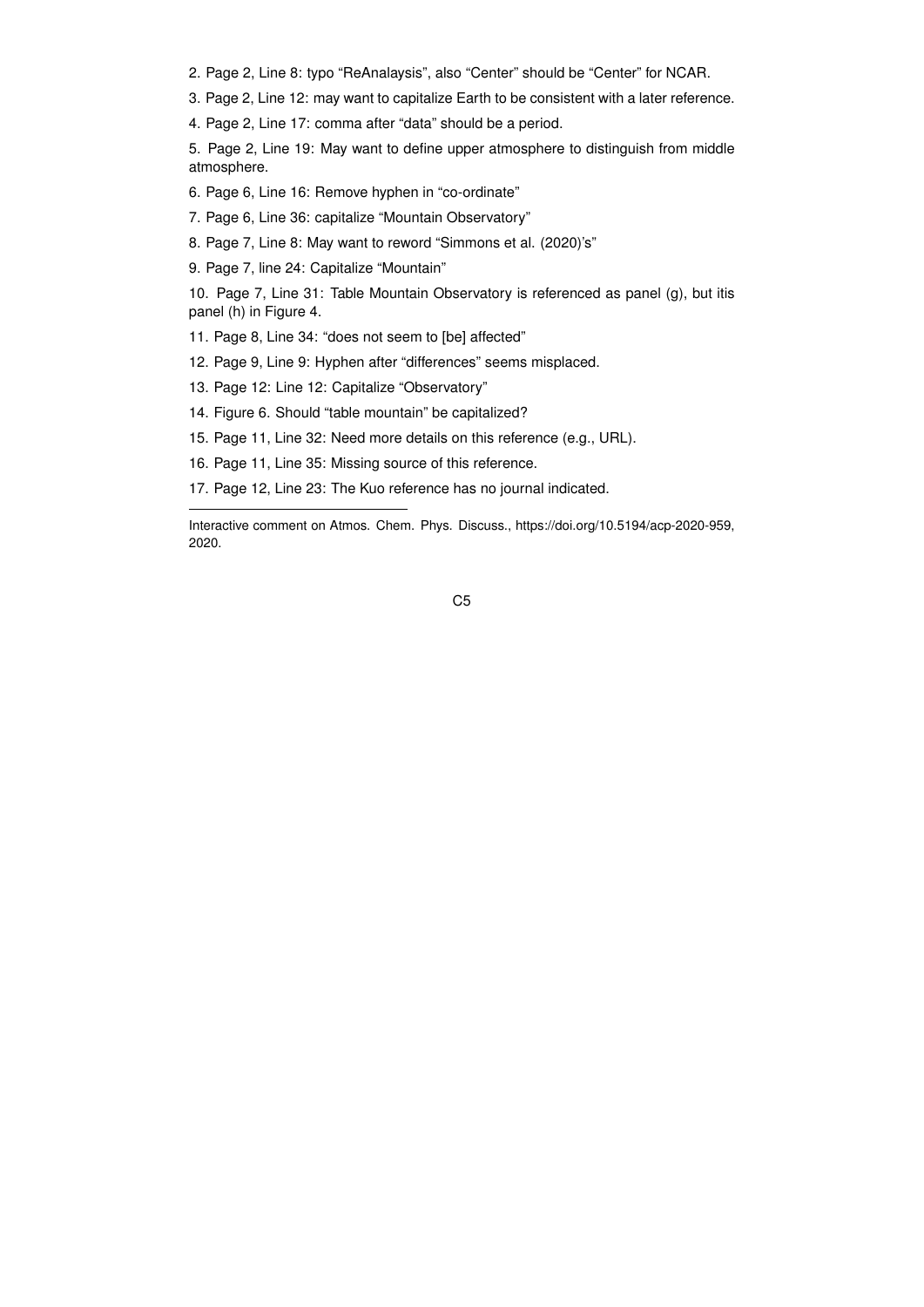2. Page 2, Line 8: typo "ReAnalaysis", also "Center" should be "Center" for NCAR.

3. Page 2, Line 12: may want to capitalize Earth to be consistent with a later reference.

4. Page 2, Line 17: comma after "data" should be a period.

5. Page 2, Line 19: May want to define upper atmosphere to distinguish from middle atmosphere.

6. Page 6, Line 16: Remove hyphen in "co-ordinate"

7. Page 6, Line 36: capitalize "Mountain Observatory"

8. Page 7, Line 8: May want to reword "Simmons et al. (2020)'s"

9. Page 7, line 24: Capitalize "Mountain"

10. Page 7, Line 31: Table Mountain Observatory is referenced as panel (g), but itis panel (h) in Figure 4.

11. Page 8, Line 34: "does not seem to [be] affected"

12. Page 9, Line 9: Hyphen after "differences" seems misplaced.

13. Page 12: Line 12: Capitalize "Observatory"

14. Figure 6. Should "table mountain" be capitalized?

15. Page 11, Line 32: Need more details on this reference (e.g., URL).

16. Page 11, Line 35: Missing source of this reference.

17. Page 12, Line 23: The Kuo reference has no journal indicated.

---

Interactive comment on Atmos. Chem. Phys. Discuss., https://doi.org/10.5194/acp-2020-959, 2020.